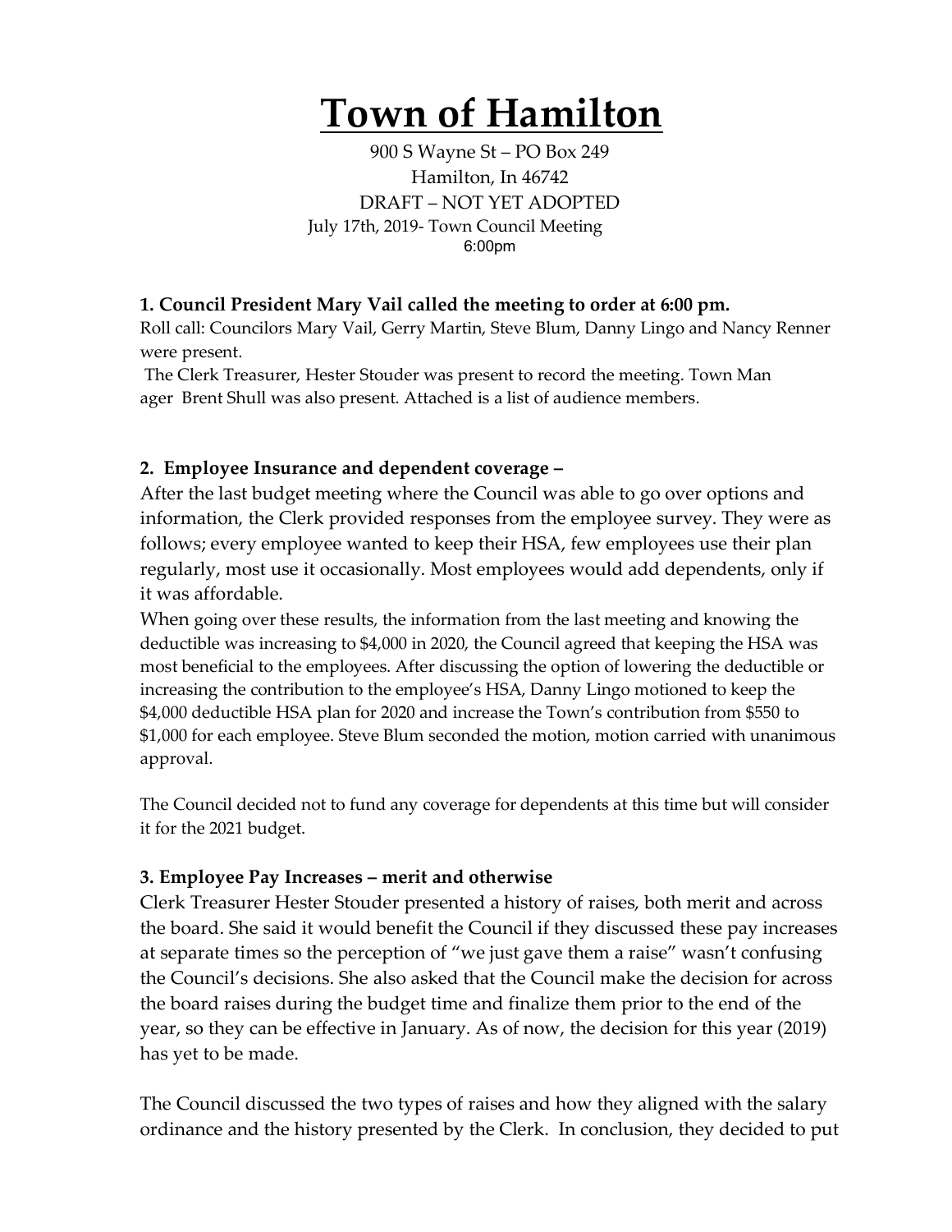# Town of Hamilton

900 S Wayne St – PO Box 249
Hamilton, In 46742
DRAFT – NOT YET ADOPTED
July 17th, 2019- Town Council Meeting
6:00pm

**1. Council President Mary Vail called the meeting to order at 6:00 pm.**

Roll call: Councilors Mary Vail, Gerry Martin, Steve Blum, Danny Lingo and Nancy Renner were present.

The Clerk Treasurer, Hester Stouder was present to record the meeting. Town Man ager Brent Shull was also present. Attached is a list of audience members.

**2. Employee Insurance and dependent coverage –**

After the last budget meeting where the Council was able to go over options and information, the Clerk provided responses from the employee survey. They were as follows; every employee wanted to keep their HSA, few employees use their plan regularly, most use it occasionally. Most employees would add dependents, only if it was affordable.

When going over these results, the information from the last meeting and knowing the deductible was increasing to $4,000 in 2020, the Council agreed that keeping the HSA was most beneficial to the employees. After discussing the option of lowering the deductible or increasing the contribution to the employee's HSA, Danny Lingo motioned to keep the $4,000 deductible HSA plan for 2020 and increase the Town's contribution from $550 to $1,000 for each employee. Steve Blum seconded the motion, motion carried with unanimous approval.

The Council decided not to fund any coverage for dependents at this time but will consider it for the 2021 budget.

**3. Employee Pay Increases – merit and otherwise**

Clerk Treasurer Hester Stouder presented a history of raises, both merit and across the board. She said it would benefit the Council if they discussed these pay increases at separate times so the perception of "we just gave them a raise" wasn't confusing the Council's decisions. She also asked that the Council make the decision for across the board raises during the budget time and finalize them prior to the end of the year, so they can be effective in January. As of now, the decision for this year (2019) has yet to be made.

The Council discussed the two types of raises and how they aligned with the salary ordinance and the history presented by the Clerk. In conclusion, they decided to put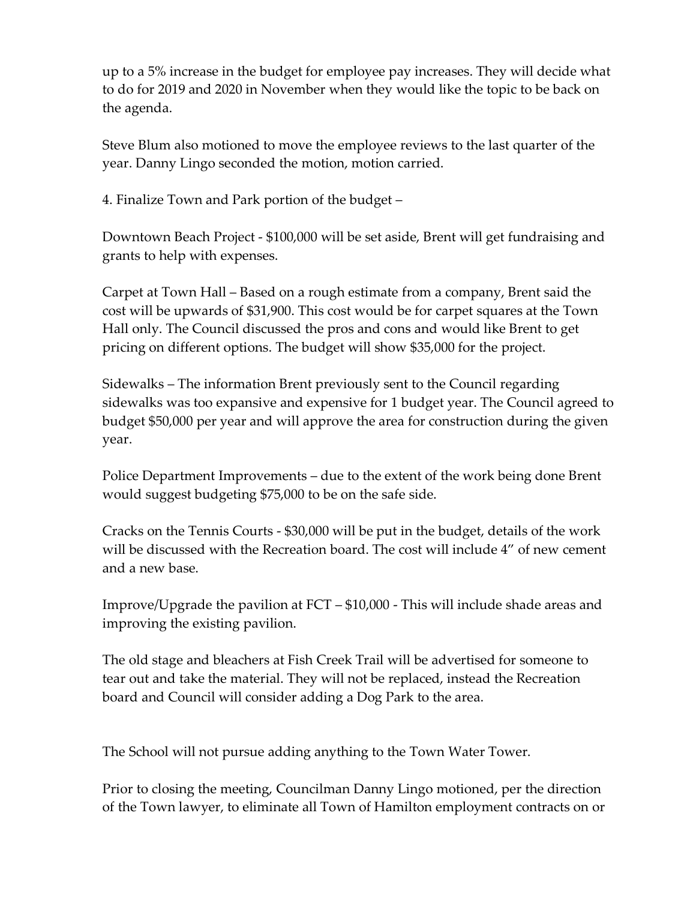up to a 5% increase in the budget for employee pay increases. They will decide what to do for 2019 and 2020 in November when they would like the topic to be back on the agenda.

Steve Blum also motioned to move the employee reviews to the last quarter of the year. Danny Lingo seconded the motion, motion carried.

4. Finalize Town and Park portion of the budget –

Downtown Beach Project - $100,000 will be set aside, Brent will get fundraising and grants to help with expenses.

Carpet at Town Hall – Based on a rough estimate from a company, Brent said the cost will be upwards of $31,900. This cost would be for carpet squares at the Town Hall only. The Council discussed the pros and cons and would like Brent to get pricing on different options. The budget will show $35,000 for the project.

Sidewalks – The information Brent previously sent to the Council regarding sidewalks was too expansive and expensive for 1 budget year. The Council agreed to budget $50,000 per year and will approve the area for construction during the given year.

Police Department Improvements – due to the extent of the work being done Brent would suggest budgeting $75,000 to be on the safe side.

Cracks on the Tennis Courts - $30,000 will be put in the budget, details of the work will be discussed with the Recreation board. The cost will include 4" of new cement and a new base.

Improve/Upgrade the pavilion at FCT – $10,000 - This will include shade areas and improving the existing pavilion.

The old stage and bleachers at Fish Creek Trail will be advertised for someone to tear out and take the material. They will not be replaced, instead the Recreation board and Council will consider adding a Dog Park to the area.

The School will not pursue adding anything to the Town Water Tower.

Prior to closing the meeting, Councilman Danny Lingo motioned, per the direction of the Town lawyer, to eliminate all Town of Hamilton employment contracts on or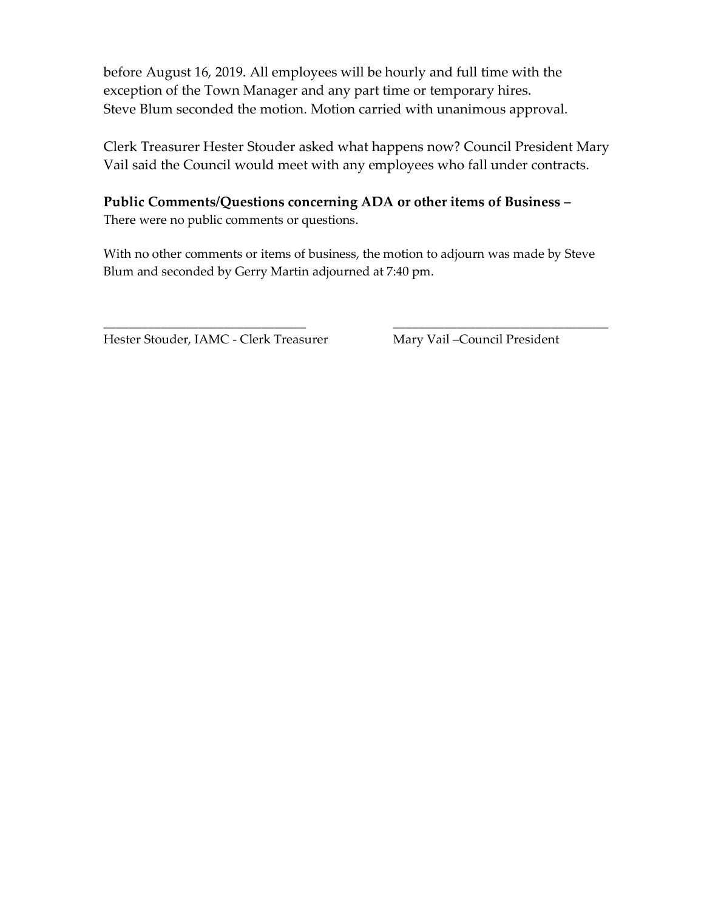before August 16, 2019. All employees will be hourly and full time with the exception of the Town Manager and any part time or temporary hires. Steve Blum seconded the motion. Motion carried with unanimous approval.

Clerk Treasurer Hester Stouder asked what happens now? Council President Mary Vail said the Council would meet with any employees who fall under contracts.

**Public Comments/Questions concerning ADA or other items of Business –**
There were no public comments or questions.

With no other comments or items of business, the motion to adjourn was made by Steve Blum and seconded by Gerry Martin adjourned at 7:40 pm.

_______________________________ _________________________________
Hester Stouder, IAMC - Clerk Treasurer Mary Vail –Council President